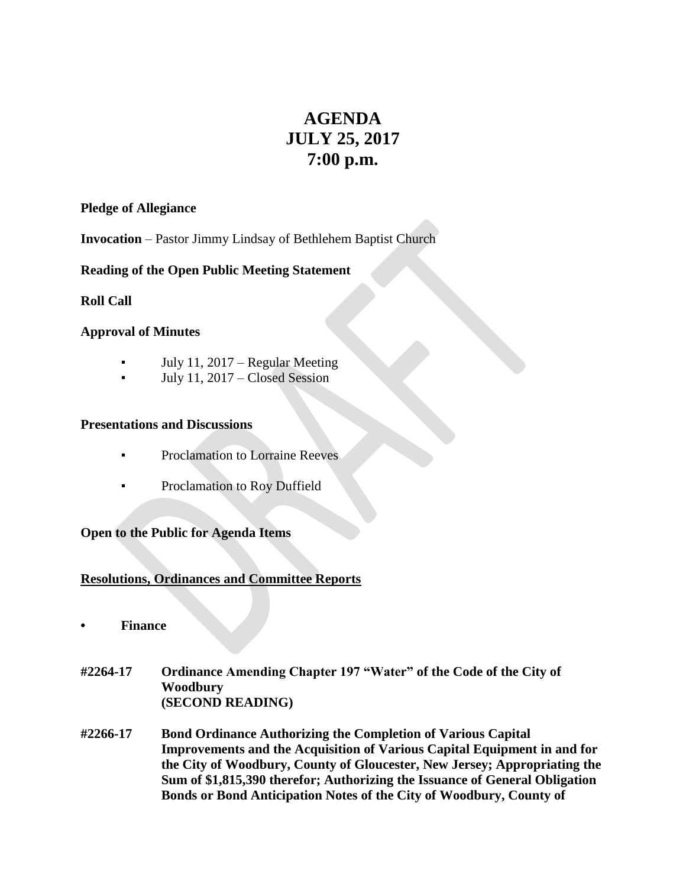# AGENDA
# JULY 25, 2017
# 7:00 p.m.

**Pledge of Allegiance**

**Invocation** – Pastor Jimmy Lindsay of Bethlehem Baptist Church

**Reading of the Open Public Meeting Statement**

**Roll Call**

**Approval of Minutes**

- July 11, 2017 – Regular Meeting
- July 11, 2017 – Closed Session

**Presentations and Discussions**

- Proclamation to Lorraine Reeves
- Proclamation to Roy Duffield

**Open to the Public for Agenda Items**

**Resolutions, Ordinances and Committee Reports**

- **Finance**

**#2264-17 Ordinance Amending Chapter 197 "Water" of the Code of the City of Woodbury (SECOND READING)**

**#2266-17 Bond Ordinance Authorizing the Completion of Various Capital Improvements and the Acquisition of Various Capital Equipment in and for the City of Woodbury, County of Gloucester, New Jersey; Appropriating the Sum of $1,815,390 therefor; Authorizing the Issuance of General Obligation Bonds or Bond Anticipation Notes of the City of Woodbury, County of**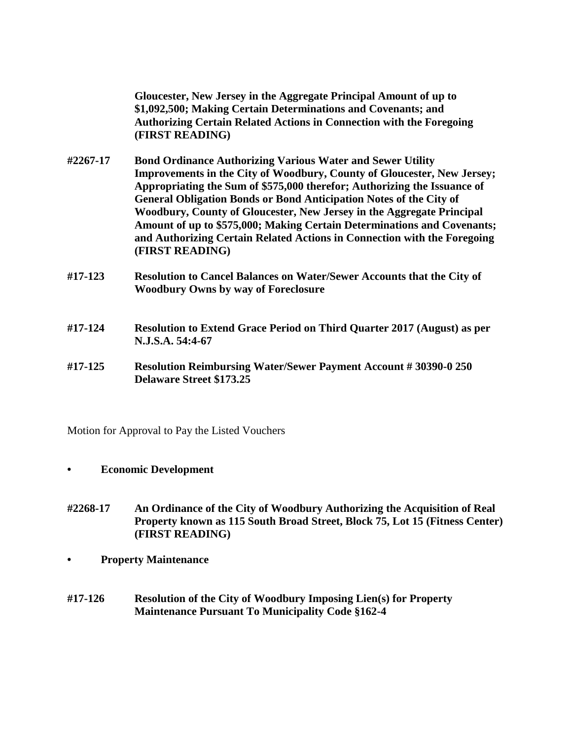**Gloucester, New Jersey in the Aggregate Principal Amount of up to $1,092,500; Making Certain Determinations and Covenants; and Authorizing Certain Related Actions in Connection with the Foregoing (FIRST READING)**

**#2267-17** **Bond Ordinance Authorizing Various Water and Sewer Utility Improvements in the City of Woodbury, County of Gloucester, New Jersey; Appropriating the Sum of $575,000 therefor; Authorizing the Issuance of General Obligation Bonds or Bond Anticipation Notes of the City of Woodbury, County of Gloucester, New Jersey in the Aggregate Principal Amount of up to $575,000; Making Certain Determinations and Covenants; and Authorizing Certain Related Actions in Connection with the Foregoing (FIRST READING)**

**#17-123** **Resolution to Cancel Balances on Water/Sewer Accounts that the City of Woodbury Owns by way of Foreclosure**

**#17-124** **Resolution to Extend Grace Period on Third Quarter 2017 (August) as per N.J.S.A. 54:4-67**

**#17-125** **Resolution Reimbursing Water/Sewer Payment Account # 30390-0 250 Delaware Street $173.25**

Motion for Approval to Pay the Listed Vouchers

- **Economic Development**

**#2268-17** **An Ordinance of the City of Woodbury Authorizing the Acquisition of Real Property known as 115 South Broad Street, Block 75, Lot 15 (Fitness Center) (FIRST READING)**

- **Property Maintenance**

**#17-126** **Resolution of the City of Woodbury Imposing Lien(s) for Property Maintenance Pursuant To Municipality Code §162-4**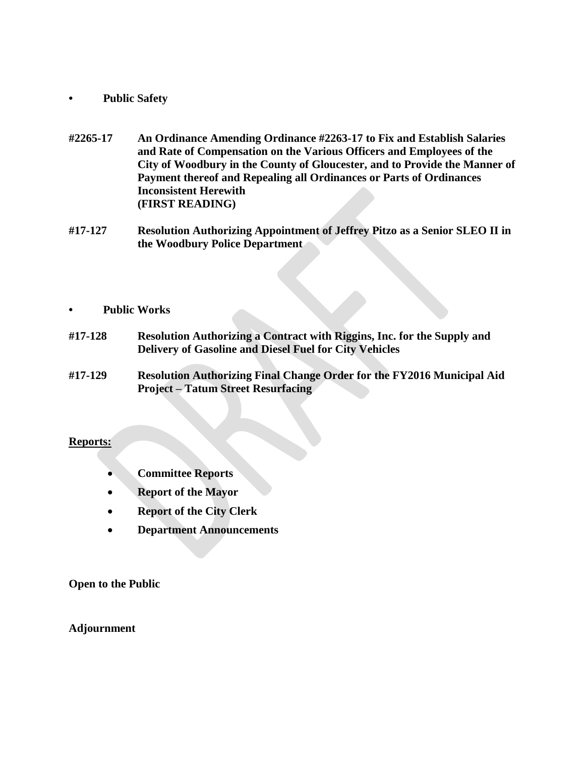- **Public Safety**

**#2265-17** **An Ordinance Amending Ordinance #2263-17 to Fix and Establish Salaries and Rate of Compensation on the Various Officers and Employees of the City of Woodbury in the County of Gloucester, and to Provide the Manner of Payment thereof and Repealing all Ordinances or Parts of Ordinances Inconsistent Herewith (FIRST READING)**

**#17-127** **Resolution Authorizing Appointment of Jeffrey Pitzo as a Senior SLEO II in the Woodbury Police Department**

- **Public Works**

**#17-128** **Resolution Authorizing a Contract with Riggins, Inc. for the Supply and Delivery of Gasoline and Diesel Fuel for City Vehicles**

**#17-129** **Resolution Authorizing Final Change Order for the FY2016 Municipal Aid Project – Tatum Street Resurfacing**

**Reports:**

- **Committee Reports**
- **Report of the Mayor**
- **Report of the City Clerk**
- **Department Announcements**

**Open to the Public**

**Adjournment**